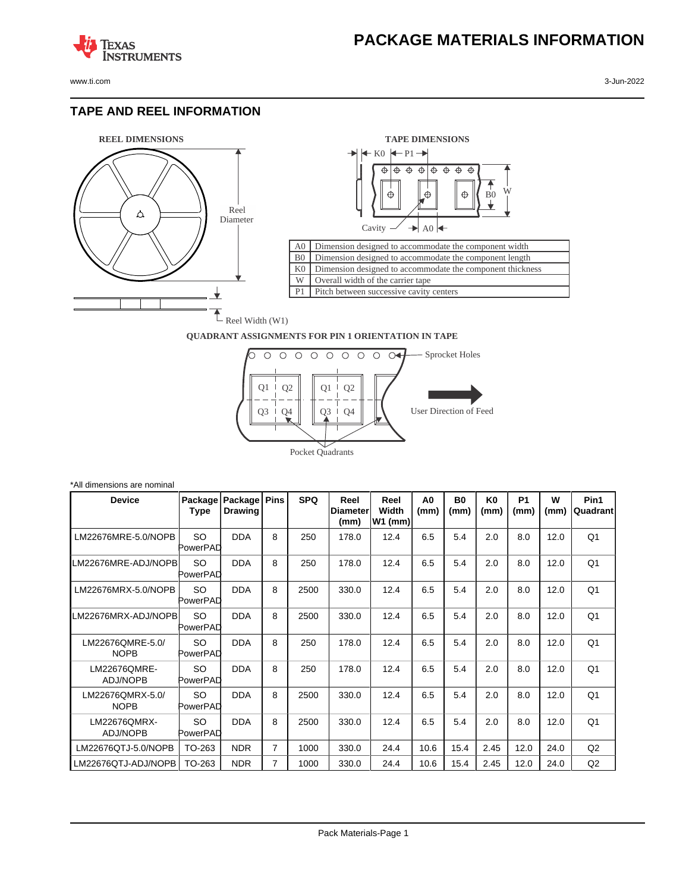# PACKAGE MATERIALS INFORMATION

## TAPE AND REEL INFORMATION

REEL DIMENSIONS

Reel Diameter

Reel Width (W1)

TAPE DIMENSIONS

| | |
|---|---|
| A0 | Dimension designed to accommodate the component width |
| B0 | Dimension designed to accommodate the component length |
| K0 | Dimension designed to accommodate the component thickness |
| W | Overall width of the carrier tape |
| P1 | Pitch between successive cavity centers |

QUADRANT ASSIGNMENTS FOR PIN 1 ORIENTATION IN TAPE

Sprocket Holes

User Direction of Feed

Pocket Quadrants

*All dimensions are nominal

| Device | Package Type | Package Drawing | Pins | SPQ | Reel Diameter (mm) | Reel Width W1 (mm) | A0 (mm) | B0 (mm) | K0 (mm) | P1 (mm) | W (mm) | Pin1 Quadrant |
|---|---|---|---|---|---|---|---|---|---|---|---|---|
| LM22676MRE-5.0/NOPB | SO PowerPAD | DDA | 8 | 250 | 178.0 | 12.4 | 6.5 | 5.4 | 2.0 | 8.0 | 12.0 | Q1 |
| LM22676MRE-ADJ/NOPB | SO PowerPAD | DDA | 8 | 250 | 178.0 | 12.4 | 6.5 | 5.4 | 2.0 | 8.0 | 12.0 | Q1 |
| LM22676MRX-5.0/NOPB | SO PowerPAD | DDA | 8 | 2500 | 330.0 | 12.4 | 6.5 | 5.4 | 2.0 | 8.0 | 12.0 | Q1 |
| LM22676MRX-ADJ/NOPB | SO PowerPAD | DDA | 8 | 2500 | 330.0 | 12.4 | 6.5 | 5.4 | 2.0 | 8.0 | 12.0 | Q1 |
| LM22676QMRE-5.0/NOPB | SO PowerPAD | DDA | 8 | 250 | 178.0 | 12.4 | 6.5 | 5.4 | 2.0 | 8.0 | 12.0 | Q1 |
| LM22676QMRE-ADJ/NOPB | SO PowerPAD | DDA | 8 | 250 | 178.0 | 12.4 | 6.5 | 5.4 | 2.0 | 8.0 | 12.0 | Q1 |
| LM22676QMRX-5.0/NOPB | SO PowerPAD | DDA | 8 | 2500 | 330.0 | 12.4 | 6.5 | 5.4 | 2.0 | 8.0 | 12.0 | Q1 |
| LM22676QMRX-ADJ/NOPB | SO PowerPAD | DDA | 8 | 2500 | 330.0 | 12.4 | 6.5 | 5.4 | 2.0 | 8.0 | 12.0 | Q1 |
| LM22676QTJ-5.0/NOPB | TO-263 | NDR | 7 | 1000 | 330.0 | 24.4 | 10.6 | 15.4 | 2.45 | 12.0 | 24.0 | Q2 |
| LM22676QTJ-ADJ/NOPB | TO-263 | NDR | 7 | 1000 | 330.0 | 24.4 | 10.6 | 15.4 | 2.45 | 12.0 | 24.0 | Q2 |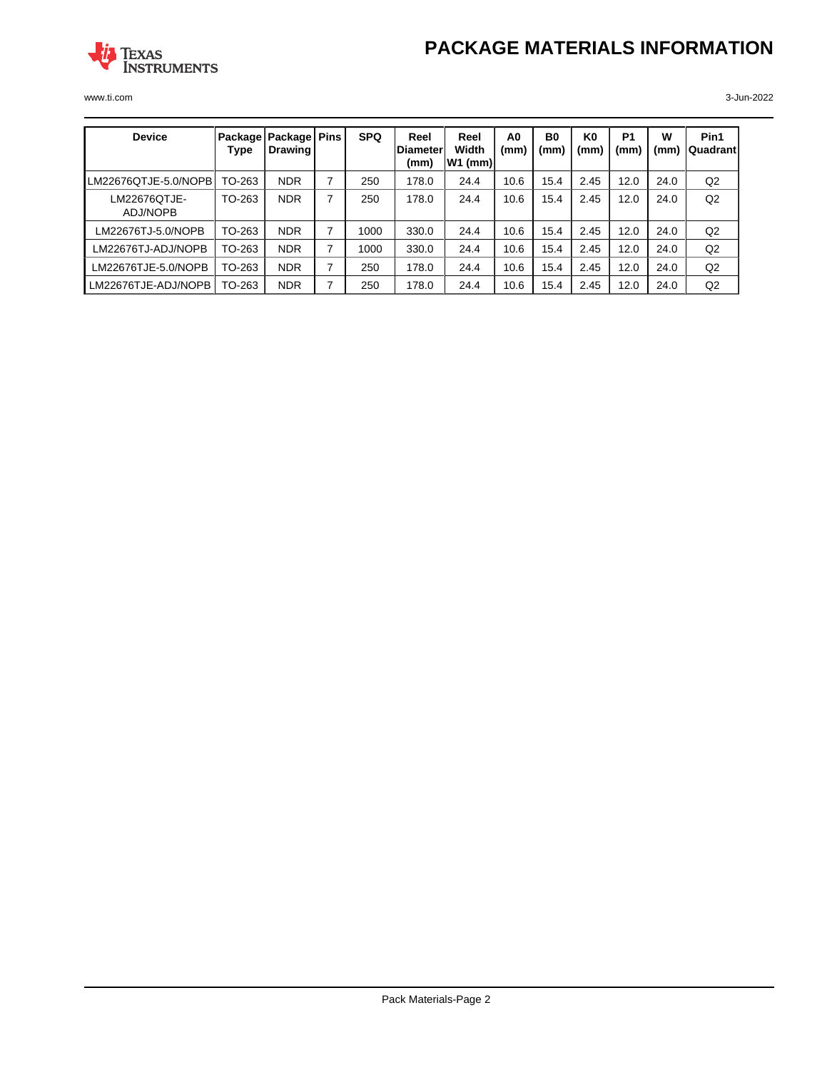# PACKAGE MATERIALS INFORMATION

| Device | Package Type | Package Drawing | Pins | SPQ | Reel Diameter (mm) | Reel Width W1 (mm) | A0 (mm) | B0 (mm) | K0 (mm) | P1 (mm) | W (mm) | Pin1 Quadrant |
|---|---|---|---|---|---|---|---|---|---|---|---|---|
| LM22676QTJE-5.0/NOPB | TO-263 | NDR | 7 | 250 | 178.0 | 24.4 | 10.6 | 15.4 | 2.45 | 12.0 | 24.0 | Q2 |
| LM22676QTJE-ADJ/NOPB | TO-263 | NDR | 7 | 250 | 178.0 | 24.4 | 10.6 | 15.4 | 2.45 | 12.0 | 24.0 | Q2 |
| LM22676TJ-5.0/NOPB | TO-263 | NDR | 7 | 1000 | 330.0 | 24.4 | 10.6 | 15.4 | 2.45 | 12.0 | 24.0 | Q2 |
| LM22676TJ-ADJ/NOPB | TO-263 | NDR | 7 | 1000 | 330.0 | 24.4 | 10.6 | 15.4 | 2.45 | 12.0 | 24.0 | Q2 |
| LM22676TJE-5.0/NOPB | TO-263 | NDR | 7 | 250 | 178.0 | 24.4 | 10.6 | 15.4 | 2.45 | 12.0 | 24.0 | Q2 |
| LM22676TJE-ADJ/NOPB | TO-263 | NDR | 7 | 250 | 178.0 | 24.4 | 10.6 | 15.4 | 2.45 | 12.0 | 24.0 | Q2 |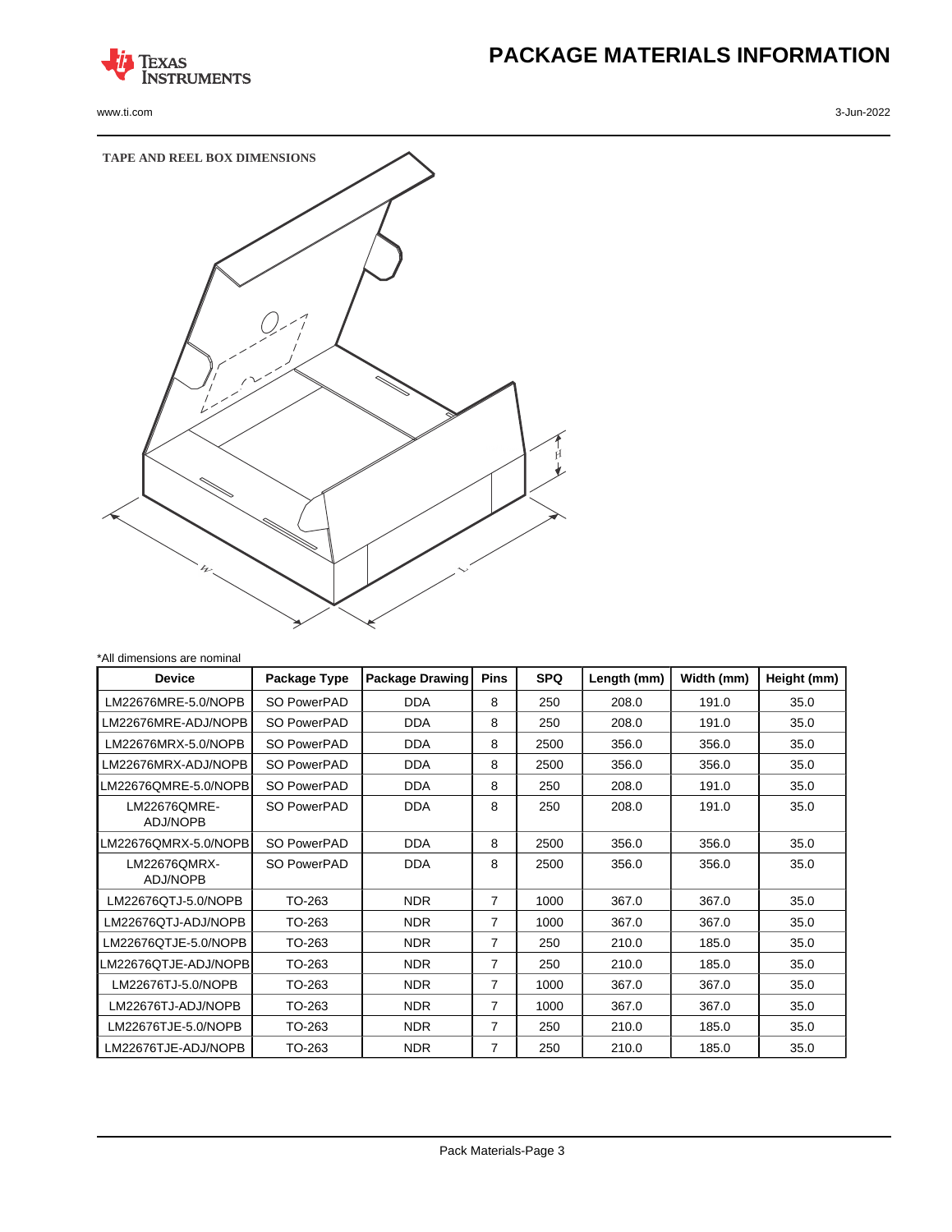# PACKAGE MATERIALS INFORMATION

TAPE AND REEL BOX DIMENSIONS

*All dimensions are nominal

| Device | Package Type | Package Drawing | Pins | SPQ | Length (mm) | Width (mm) | Height (mm) |
|---|---|---|---|---|---|---|---|
| LM22676MRE-5.0/NOPB | SO PowerPAD | DDA | 8 | 250 | 208.0 | 191.0 | 35.0 |
| LM22676MRE-ADJ/NOPB | SO PowerPAD | DDA | 8 | 250 | 208.0 | 191.0 | 35.0 |
| LM22676MRX-5.0/NOPB | SO PowerPAD | DDA | 8 | 2500 | 356.0 | 356.0 | 35.0 |
| LM22676MRX-ADJ/NOPB | SO PowerPAD | DDA | 8 | 2500 | 356.0 | 356.0 | 35.0 |
| LM22676QMRE-5.0/NOPB | SO PowerPAD | DDA | 8 | 250 | 208.0 | 191.0 | 35.0 |
| LM22676QMRE-ADJ/NOPB | SO PowerPAD | DDA | 8 | 250 | 208.0 | 191.0 | 35.0 |
| LM22676QMRX-5.0/NOPB | SO PowerPAD | DDA | 8 | 2500 | 356.0 | 356.0 | 35.0 |
| LM22676QMRX-ADJ/NOPB | SO PowerPAD | DDA | 8 | 2500 | 356.0 | 356.0 | 35.0 |
| LM22676QTJ-5.0/NOPB | TO-263 | NDR | 7 | 1000 | 367.0 | 367.0 | 35.0 |
| LM22676QTJ-ADJ/NOPB | TO-263 | NDR | 7 | 1000 | 367.0 | 367.0 | 35.0 |
| LM22676QTJE-5.0/NOPB | TO-263 | NDR | 7 | 250 | 210.0 | 185.0 | 35.0 |
| LM22676QTJE-ADJ/NOPB | TO-263 | NDR | 7 | 250 | 210.0 | 185.0 | 35.0 |
| LM22676TJ-5.0/NOPB | TO-263 | NDR | 7 | 1000 | 367.0 | 367.0 | 35.0 |
| LM22676TJ-ADJ/NOPB | TO-263 | NDR | 7 | 1000 | 367.0 | 367.0 | 35.0 |
| LM22676TJE-5.0/NOPB | TO-263 | NDR | 7 | 250 | 210.0 | 185.0 | 35.0 |
| LM22676TJE-ADJ/NOPB | TO-263 | NDR | 7 | 250 | 210.0 | 185.0 | 35.0 |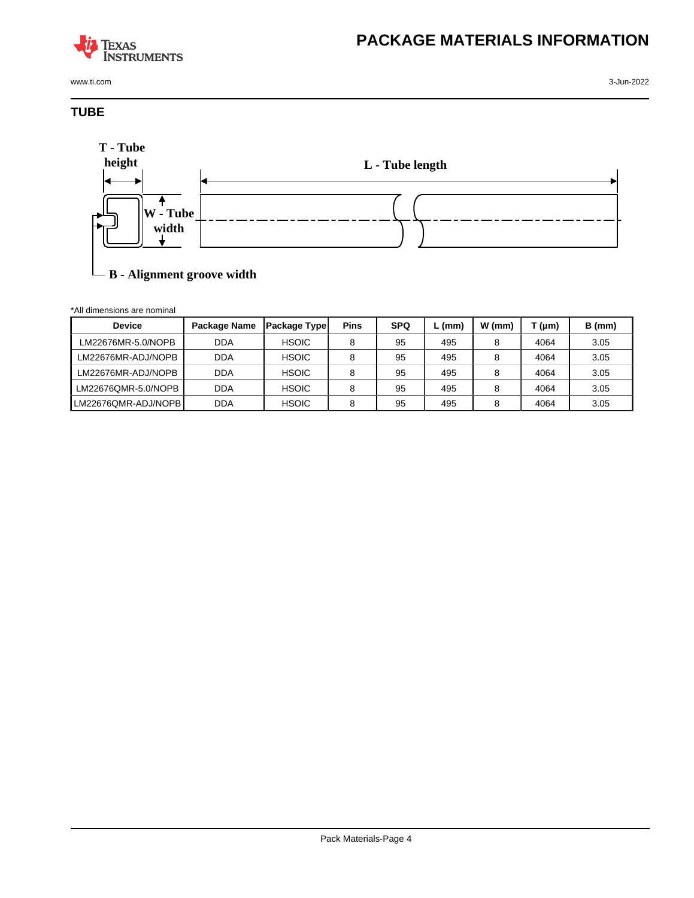## TUBE

T - Tube height

L - Tube length

W - Tube width

B - Alignment groove width

*All dimensions are nominal

| Device | Package Name | Package Type | Pins | SPQ | L (mm) | W (mm) | T (µm) | B (mm) |
|---|---|---|---|---|---|---|---|---|
| LM22676MR-5.0/NOPB | DDA | HSOIC | 8 | 95 | 495 | 8 | 4064 | 3.05 |
| LM22676MR-ADJ/NOPB | DDA | HSOIC | 8 | 95 | 495 | 8 | 4064 | 3.05 |
| LM22676MR-ADJ/NOPB | DDA | HSOIC | 8 | 95 | 495 | 8 | 4064 | 3.05 |
| LM22676QMR-5.0/NOPB | DDA | HSOIC | 8 | 95 | 495 | 8 | 4064 | 3.05 |
| LM22676QMR-ADJ/NOPB | DDA | HSOIC | 8 | 95 | 495 | 8 | 4064 | 3.05 |